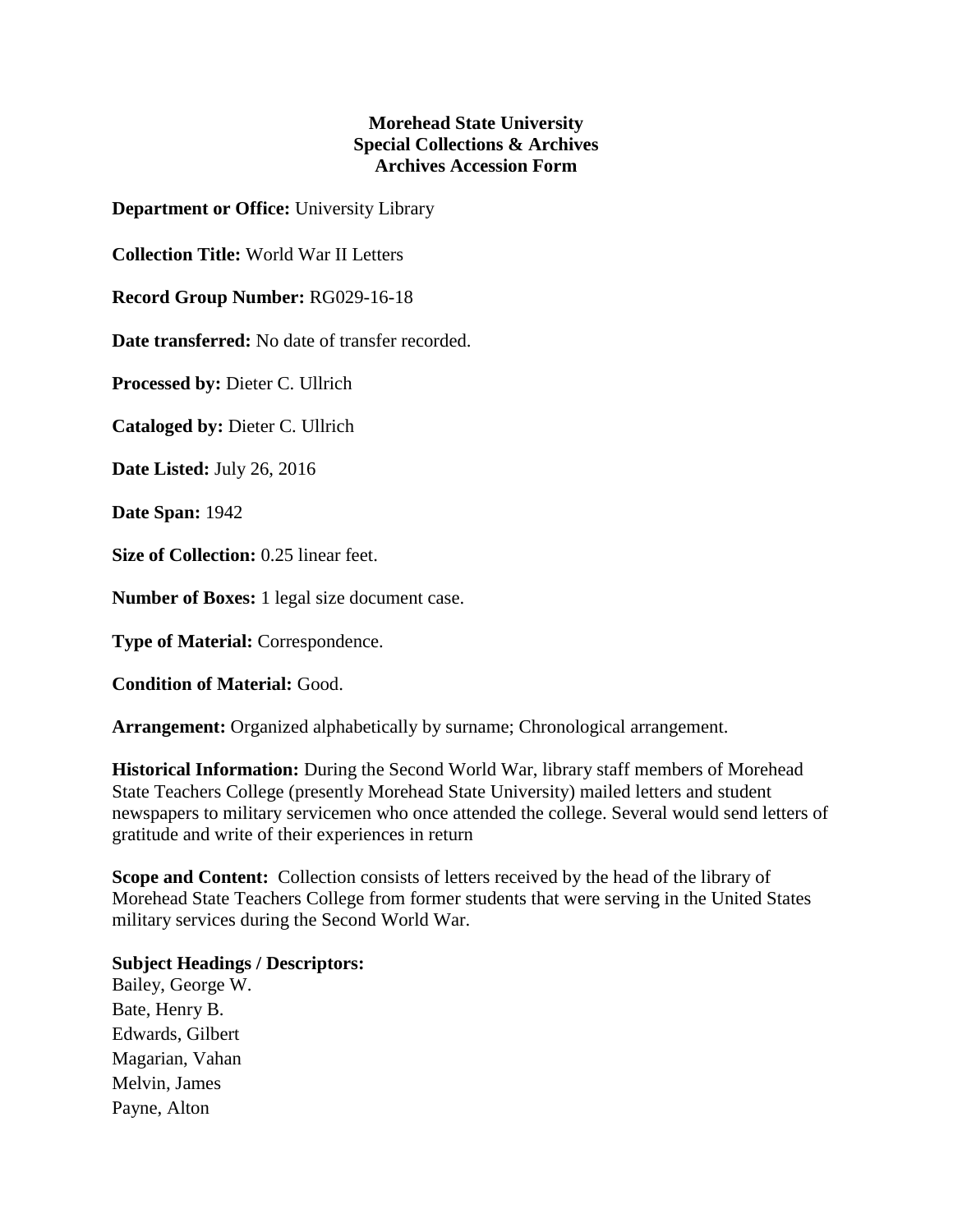**Morehead State University**
**Special Collections & Archives**
**Archives Accession Form**

**Department or Office:** University Library

**Collection Title:** World War II Letters

**Record Group Number:** RG029-16-18

**Date transferred:** No date of transfer recorded.

**Processed by:** Dieter C. Ullrich

**Cataloged by:** Dieter C. Ullrich

**Date Listed:** July 26, 2016

**Date Span:** 1942

**Size of Collection:** 0.25 linear feet.

**Number of Boxes:** 1 legal size document case.

**Type of Material:** Correspondence.

**Condition of Material:** Good.

**Arrangement:** Organized alphabetically by surname; Chronological arrangement.

**Historical Information:** During the Second World War, library staff members of Morehead State Teachers College (presently Morehead State University) mailed letters and student newspapers to military servicemen who once attended the college. Several would send letters of gratitude and write of their experiences in return

**Scope and Content:** Collection consists of letters received by the head of the library of Morehead State Teachers College from former students that were serving in the United States military services during the Second World War.

**Subject Headings / Descriptors:**
Bailey, George W.
Bate, Henry B.
Edwards, Gilbert
Magarian, Vahan
Melvin, James
Payne, Alton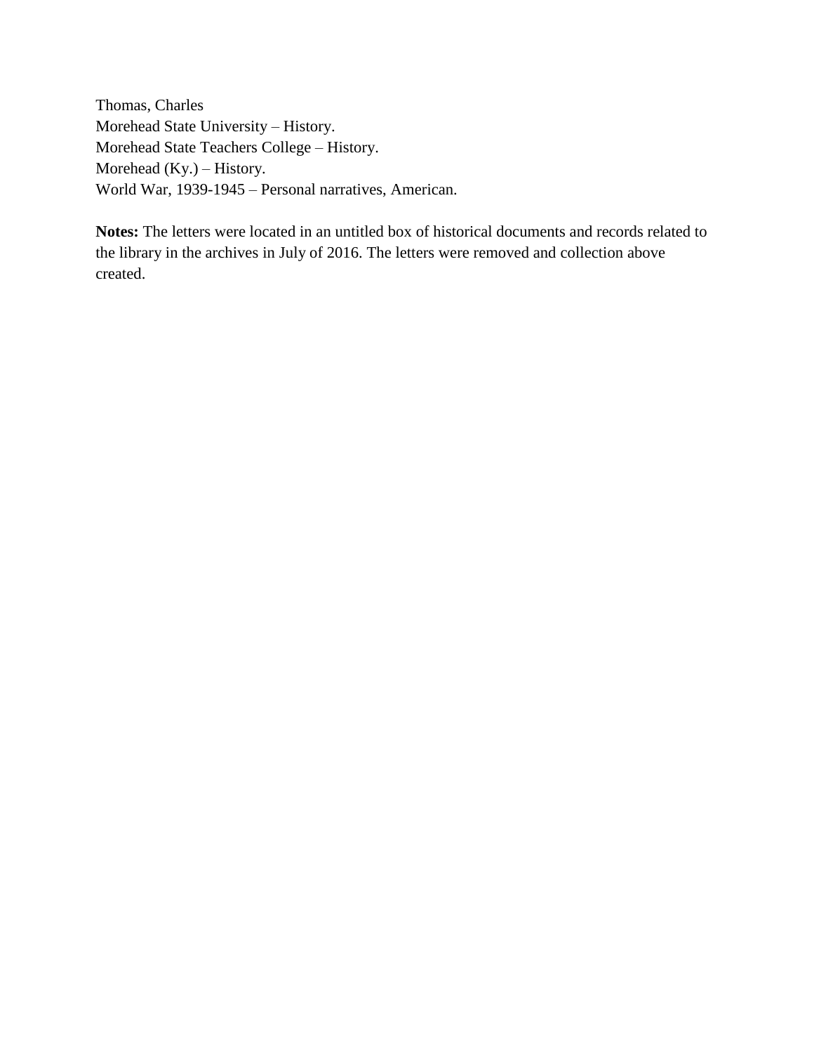Thomas, Charles
Morehead State University – History.
Morehead State Teachers College – History.
Morehead (Ky.) – History.
World War, 1939-1945 – Personal narratives, American.

**Notes:** The letters were located in an untitled box of historical documents and records related to the library in the archives in July of 2016. The letters were removed and collection above created.